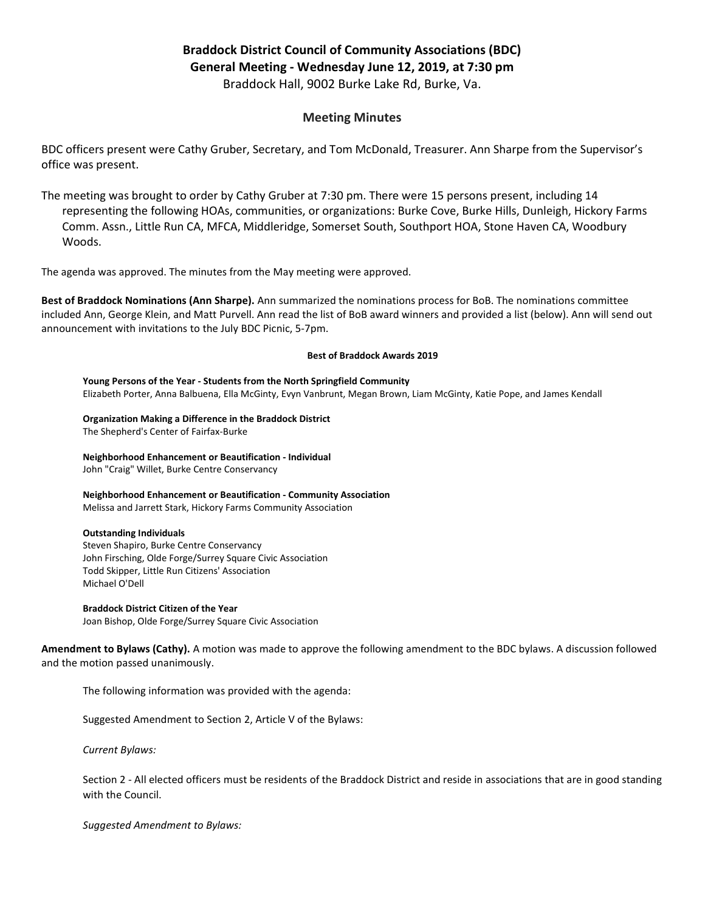# Braddock District Council of Community Associations (BDC)
## General Meeting - Wednesday June 12, 2019, at 7:30 pm

Braddock Hall, 9002 Burke Lake Rd, Burke, Va.

### Meeting Minutes

BDC officers present were Cathy Gruber, Secretary, and Tom McDonald, Treasurer. Ann Sharpe from the Supervisor's office was present.

The meeting was brought to order by Cathy Gruber at 7:30 pm. There were 15 persons present, including 14 representing the following HOAs, communities, or organizations: Burke Cove, Burke Hills, Dunleigh, Hickory Farms Comm. Assn., Little Run CA, MFCA, Middleridge, Somerset South, Southport HOA, Stone Haven CA, Woodbury Woods.

The agenda was approved. The minutes from the May meeting were approved.

**Best of Braddock Nominations (Ann Sharpe).** Ann summarized the nominations process for BoB. The nominations committee included Ann, George Klein, and Matt Purvell. Ann read the list of BoB award winners and provided a list (below). Ann will send out announcement with invitations to the July BDC Picnic, 5-7pm.

**Best of Braddock Awards 2019**

**Young Persons of the Year - Students from the North Springfield Community**
Elizabeth Porter, Anna Balbuena, Ella McGinty, Evyn Vanbrunt, Megan Brown, Liam McGinty, Katie Pope, and James Kendall

**Organization Making a Difference in the Braddock District**
The Shepherd's Center of Fairfax-Burke

**Neighborhood Enhancement or Beautification - Individual**
John "Craig" Willet, Burke Centre Conservancy

**Neighborhood Enhancement or Beautification - Community Association**
Melissa and Jarrett Stark, Hickory Farms Community Association

**Outstanding Individuals**
Steven Shapiro, Burke Centre Conservancy
John Firsching, Olde Forge/Surrey Square Civic Association
Todd Skipper, Little Run Citizens' Association
Michael O'Dell

**Braddock District Citizen of the Year**
Joan Bishop, Olde Forge/Surrey Square Civic Association

**Amendment to Bylaws (Cathy).** A motion was made to approve the following amendment to the BDC bylaws. A discussion followed and the motion passed unanimously.

The following information was provided with the agenda:

Suggested Amendment to Section 2, Article V of the Bylaws:

*Current Bylaws:*

Section 2 - All elected officers must be residents of the Braddock District and reside in associations that are in good standing with the Council.

*Suggested Amendment to Bylaws:*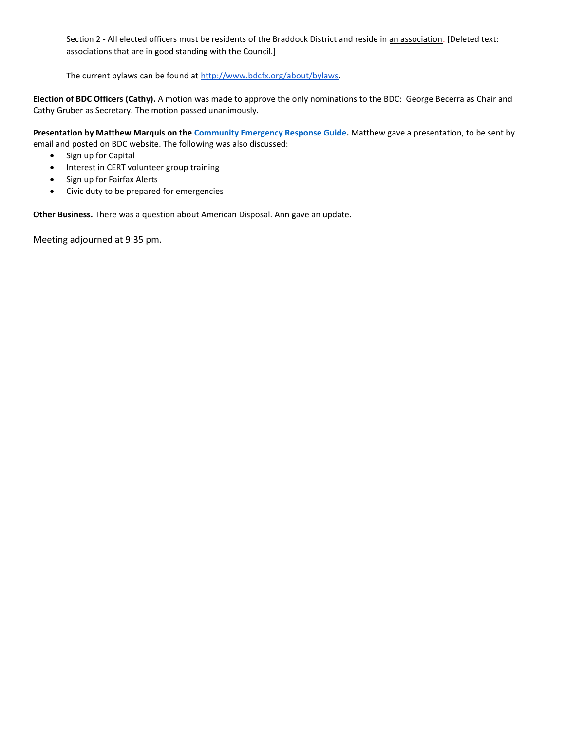Section 2 - All elected officers must be residents of the Braddock District and reside in <u>an association</u>. [Deleted text: associations that are in good standing with the Council.]

The current bylaws can be found at [http://www.bdcfx.org/about/bylaws](http://www.bdcfx.org/about/bylaws).

**Election of BDC Officers (Cathy).** A motion was made to approve the only nominations to the BDC: George Becerra as Chair and Cathy Gruber as Secretary. The motion passed unanimously.

**Presentation by Matthew Marquis on the [Community Emergency Response Guide](#).** Matthew gave a presentation, to be sent by email and posted on BDC website. The following was also discussed:

- Sign up for Capital
- Interest in CERT volunteer group training
- Sign up for Fairfax Alerts
- Civic duty to be prepared for emergencies

**Other Business.** There was a question about American Disposal. Ann gave an update.

Meeting adjourned at 9:35 pm.